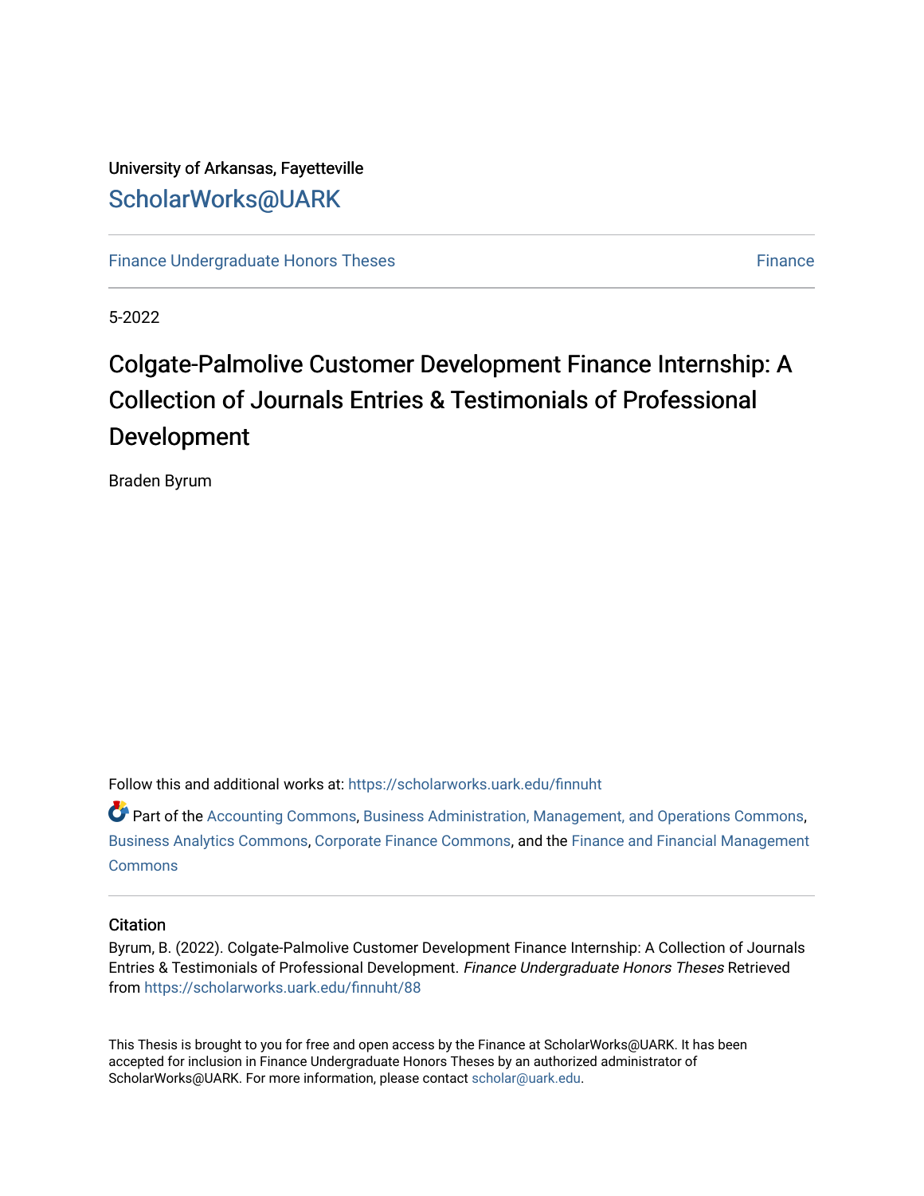University of Arkansas, Fayetteville

ScholarWorks@UARK

Finance Undergraduate Honors Theses | Finance

5-2022

# Colgate-Palmolive Customer Development Finance Internship: A Collection of Journals Entries & Testimonials of Professional Development

Braden Byrum

Follow this and additional works at: https://scholarworks.uark.edu/finnuht

Part of the Accounting Commons, Business Administration, Management, and Operations Commons, Business Analytics Commons, Corporate Finance Commons, and the Finance and Financial Management Commons

## Citation

Byrum, B. (2022). Colgate-Palmolive Customer Development Finance Internship: A Collection of Journals Entries & Testimonials of Professional Development. *Finance Undergraduate Honors Theses* Retrieved from https://scholarworks.uark.edu/finnuht/88

This Thesis is brought to you for free and open access by the Finance at ScholarWorks@UARK. It has been accepted for inclusion in Finance Undergraduate Honors Theses by an authorized administrator of ScholarWorks@UARK. For more information, please contact scholar@uark.edu.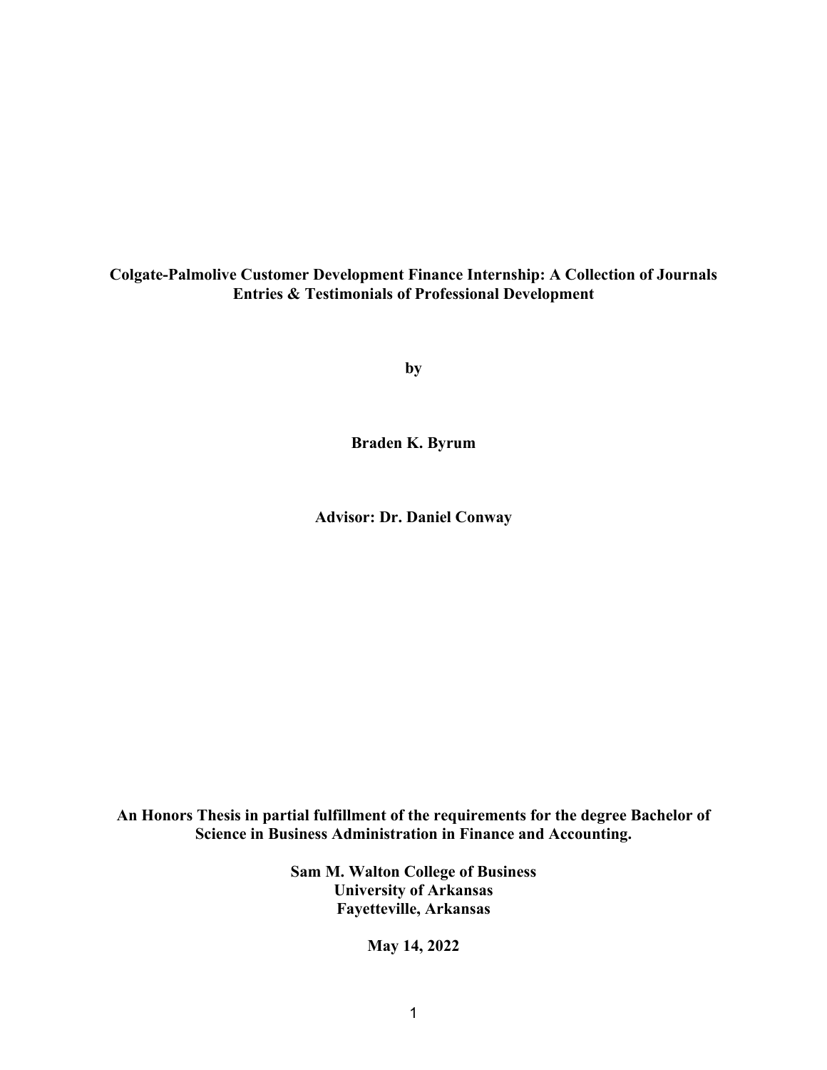**Colgate-Palmolive Customer Development Finance Internship: A Collection of Journals Entries & Testimonials of Professional Development**

**by**

**Braden K. Byrum**

**Advisor: Dr. Daniel Conway**

**An Honors Thesis in partial fulfillment of the requirements for the degree Bachelor of Science in Business Administration in Finance and Accounting.**

**Sam M. Walton College of Business**
**University of Arkansas**
**Fayetteville, Arkansas**

**May 14, 2022**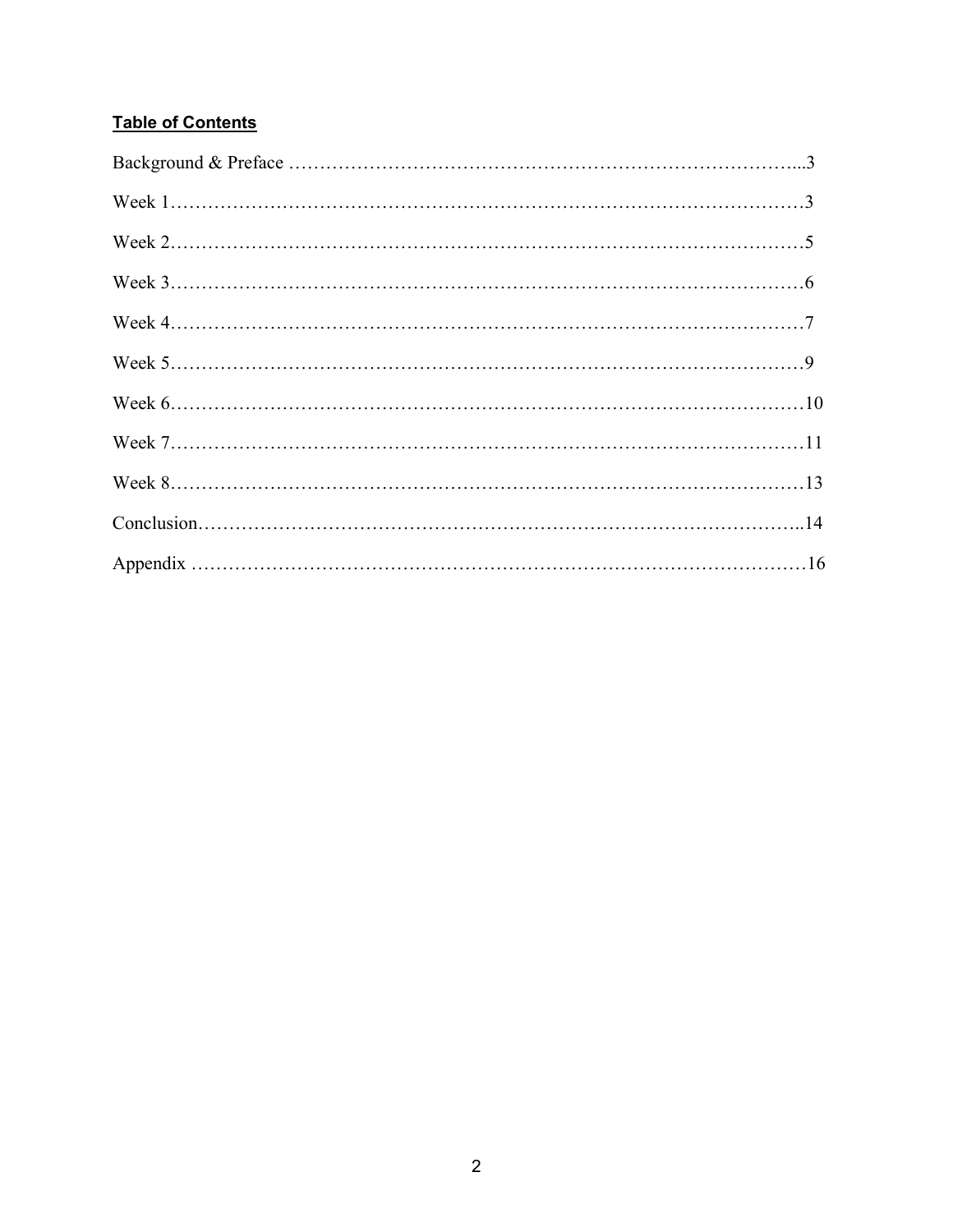**Table of Contents**

Background & Preface …………………………………………………………………………...3

Week 1……………………………………………………………………………………………3

Week 2……………………………………………………………………………………………5

Week 3……………………………………………………………………………………………6

Week 4……………………………………………………………………………………………7

Week 5……………………………………………………………………………………………9

Week 6……………………………………………………………………………………………10

Week 7……………………………………………………………………………………………11

Week 8……………………………………………………………………………………………13

Conclusion………………………………………………………………………………………..14

Appendix …………………………………………………………………………………………16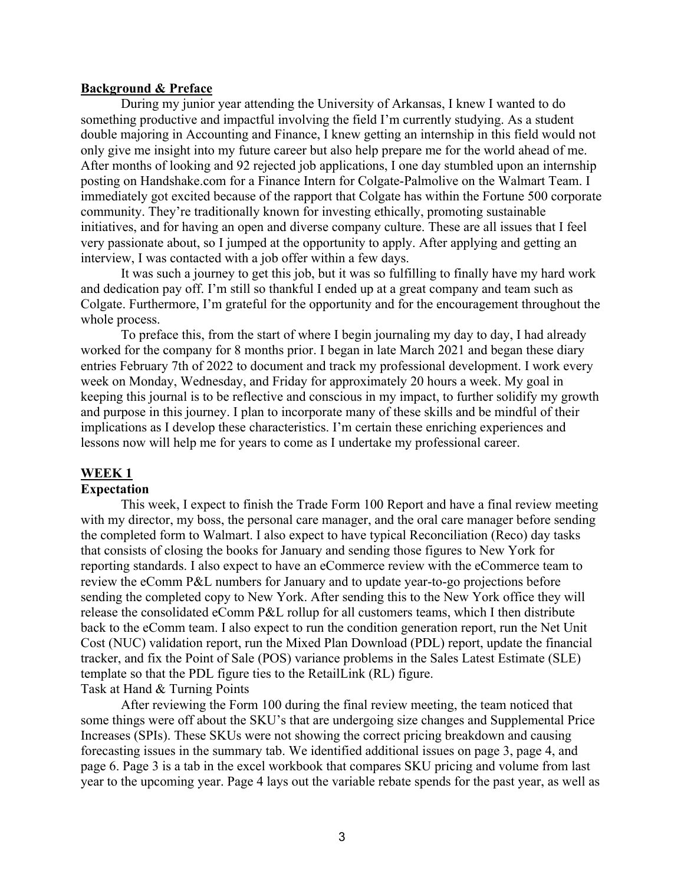## Background & Preface

During my junior year attending the University of Arkansas, I knew I wanted to do something productive and impactful involving the field I'm currently studying. As a student double majoring in Accounting and Finance, I knew getting an internship in this field would not only give me insight into my future career but also help prepare me for the world ahead of me. After months of looking and 92 rejected job applications, I one day stumbled upon an internship posting on Handshake.com for a Finance Intern for Colgate-Palmolive on the Walmart Team. I immediately got excited because of the rapport that Colgate has within the Fortune 500 corporate community. They're traditionally known for investing ethically, promoting sustainable initiatives, and for having an open and diverse company culture. These are all issues that I feel very passionate about, so I jumped at the opportunity to apply. After applying and getting an interview, I was contacted with a job offer within a few days.

It was such a journey to get this job, but it was so fulfilling to finally have my hard work and dedication pay off. I'm still so thankful I ended up at a great company and team such as Colgate. Furthermore, I'm grateful for the opportunity and for the encouragement throughout the whole process.

To preface this, from the start of where I begin journaling my day to day, I had already worked for the company for 8 months prior. I began in late March 2021 and began these diary entries February 7th of 2022 to document and track my professional development. I work every week on Monday, Wednesday, and Friday for approximately 20 hours a week. My goal in keeping this journal is to be reflective and conscious in my impact, to further solidify my growth and purpose in this journey. I plan to incorporate many of these skills and be mindful of their implications as I develop these characteristics. I'm certain these enriching experiences and lessons now will help me for years to come as I undertake my professional career.

## WEEK 1

### Expectation

This week, I expect to finish the Trade Form 100 Report and have a final review meeting with my director, my boss, the personal care manager, and the oral care manager before sending the completed form to Walmart. I also expect to have typical Reconciliation (Reco) day tasks that consists of closing the books for January and sending those figures to New York for reporting standards. I also expect to have an eCommerce review with the eCommerce team to review the eComm P&L numbers for January and to update year-to-go projections before sending the completed copy to New York. After sending this to the New York office they will release the consolidated eComm P&L rollup for all customers teams, which I then distribute back to the eComm team. I also expect to run the condition generation report, run the Net Unit Cost (NUC) validation report, run the Mixed Plan Download (PDL) report, update the financial tracker, and fix the Point of Sale (POS) variance problems in the Sales Latest Estimate (SLE) template so that the PDL figure ties to the RetailLink (RL) figure.

### Task at Hand & Turning Points

After reviewing the Form 100 during the final review meeting, the team noticed that some things were off about the SKU's that are undergoing size changes and Supplemental Price Increases (SPIs). These SKUs were not showing the correct pricing breakdown and causing forecasting issues in the summary tab. We identified additional issues on page 3, page 4, and page 6. Page 3 is a tab in the excel workbook that compares SKU pricing and volume from last year to the upcoming year. Page 4 lays out the variable rebate spends for the past year, as well as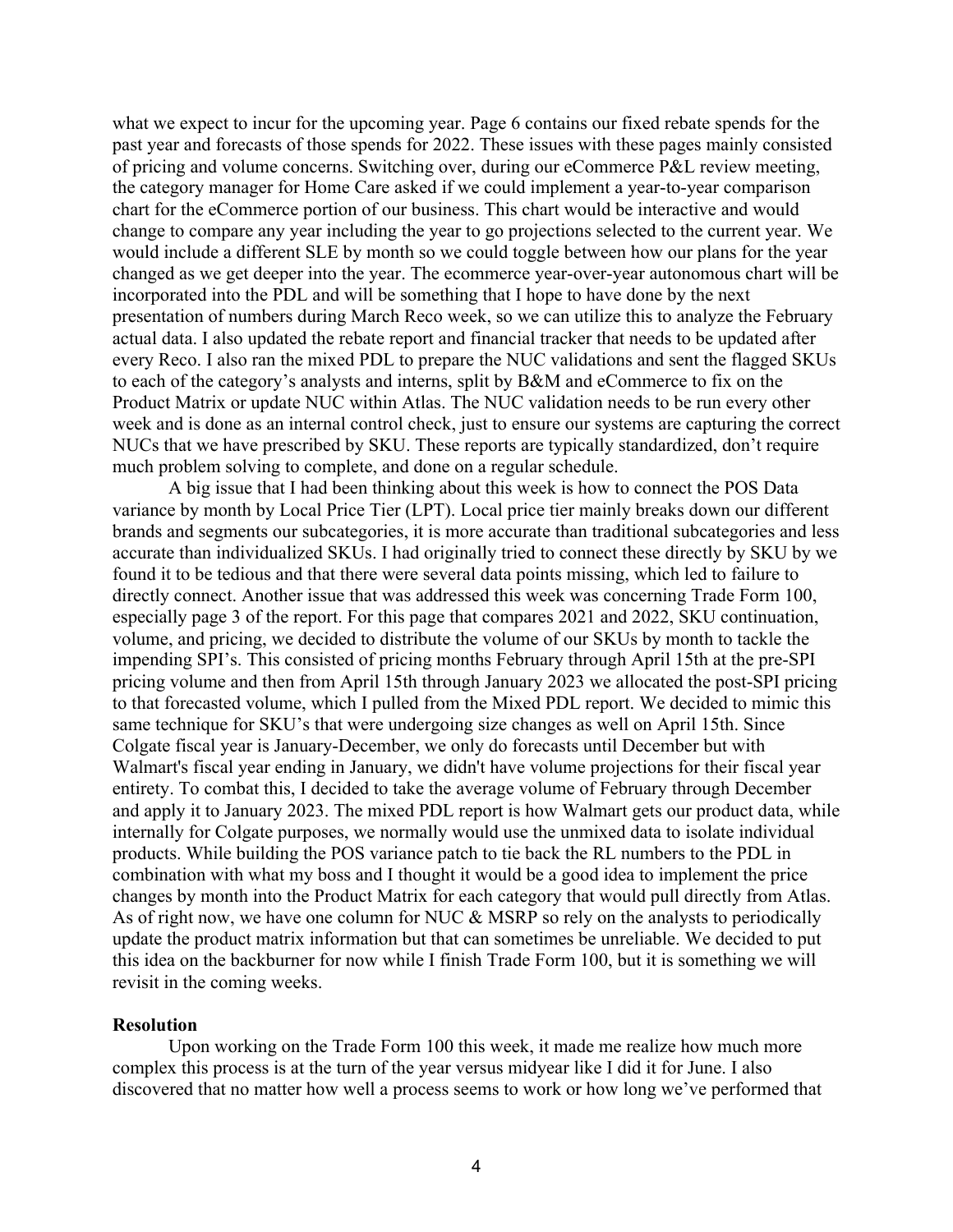what we expect to incur for the upcoming year. Page 6 contains our fixed rebate spends for the past year and forecasts of those spends for 2022. These issues with these pages mainly consisted of pricing and volume concerns. Switching over, during our eCommerce P&L review meeting, the category manager for Home Care asked if we could implement a year-to-year comparison chart for the eCommerce portion of our business. This chart would be interactive and would change to compare any year including the year to go projections selected to the current year. We would include a different SLE by month so we could toggle between how our plans for the year changed as we get deeper into the year. The ecommerce year-over-year autonomous chart will be incorporated into the PDL and will be something that I hope to have done by the next presentation of numbers during March Reco week, so we can utilize this to analyze the February actual data. I also updated the rebate report and financial tracker that needs to be updated after every Reco. I also ran the mixed PDL to prepare the NUC validations and sent the flagged SKUs to each of the category's analysts and interns, split by B&M and eCommerce to fix on the Product Matrix or update NUC within Atlas. The NUC validation needs to be run every other week and is done as an internal control check, just to ensure our systems are capturing the correct NUCs that we have prescribed by SKU. These reports are typically standardized, don't require much problem solving to complete, and done on a regular schedule.

A big issue that I had been thinking about this week is how to connect the POS Data variance by month by Local Price Tier (LPT). Local price tier mainly breaks down our different brands and segments our subcategories, it is more accurate than traditional subcategories and less accurate than individualized SKUs. I had originally tried to connect these directly by SKU by we found it to be tedious and that there were several data points missing, which led to failure to directly connect. Another issue that was addressed this week was concerning Trade Form 100, especially page 3 of the report. For this page that compares 2021 and 2022, SKU continuation, volume, and pricing, we decided to distribute the volume of our SKUs by month to tackle the impending SPI's. This consisted of pricing months February through April 15th at the pre-SPI pricing volume and then from April 15th through January 2023 we allocated the post-SPI pricing to that forecasted volume, which I pulled from the Mixed PDL report. We decided to mimic this same technique for SKU's that were undergoing size changes as well on April 15th. Since Colgate fiscal year is January-December, we only do forecasts until December but with Walmart's fiscal year ending in January, we didn't have volume projections for their fiscal year entirety. To combat this, I decided to take the average volume of February through December and apply it to January 2023. The mixed PDL report is how Walmart gets our product data, while internally for Colgate purposes, we normally would use the unmixed data to isolate individual products. While building the POS variance patch to tie back the RL numbers to the PDL in combination with what my boss and I thought it would be a good idea to implement the price changes by month into the Product Matrix for each category that would pull directly from Atlas. As of right now, we have one column for NUC & MSRP so rely on the analysts to periodically update the product matrix information but that can sometimes be unreliable. We decided to put this idea on the backburner for now while I finish Trade Form 100, but it is something we will revisit in the coming weeks.

**Resolution**

Upon working on the Trade Form 100 this week, it made me realize how much more complex this process is at the turn of the year versus midyear like I did it for June. I also discovered that no matter how well a process seems to work or how long we've performed that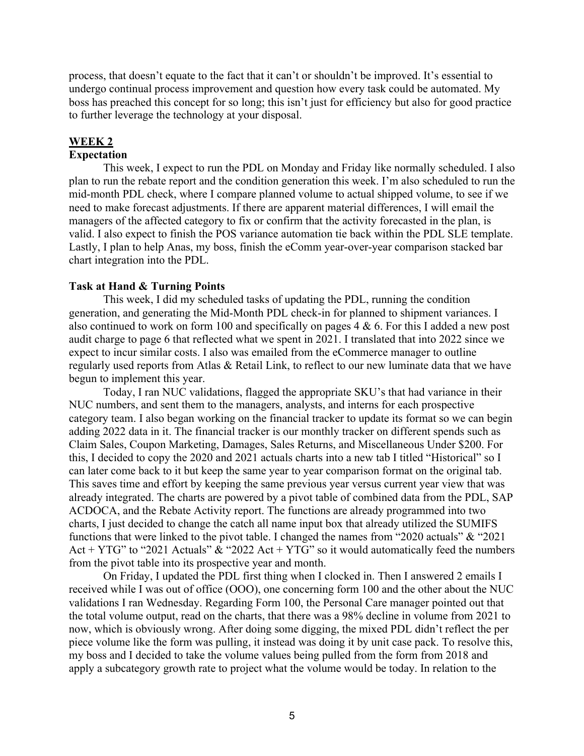process, that doesn't equate to the fact that it can't or shouldn't be improved. It's essential to undergo continual process improvement and question how every task could be automated. My boss has preached this concept for so long; this isn't just for efficiency but also for good practice to further leverage the technology at your disposal.

## WEEK 2

### Expectation

This week, I expect to run the PDL on Monday and Friday like normally scheduled. I also plan to run the rebate report and the condition generation this week. I'm also scheduled to run the mid-month PDL check, where I compare planned volume to actual shipped volume, to see if we need to make forecast adjustments. If there are apparent material differences, I will email the managers of the affected category to fix or confirm that the activity forecasted in the plan, is valid. I also expect to finish the POS variance automation tie back within the PDL SLE template. Lastly, I plan to help Anas, my boss, finish the eComm year-over-year comparison stacked bar chart integration into the PDL.

### Task at Hand & Turning Points

This week, I did my scheduled tasks of updating the PDL, running the condition generation, and generating the Mid-Month PDL check-in for planned to shipment variances. I also continued to work on form 100 and specifically on pages 4 & 6. For this I added a new post audit charge to page 6 that reflected what we spent in 2021. I translated that into 2022 since we expect to incur similar costs. I also was emailed from the eCommerce manager to outline regularly used reports from Atlas & Retail Link, to reflect to our new luminate data that we have begun to implement this year.

Today, I ran NUC validations, flagged the appropriate SKU's that had variance in their NUC numbers, and sent them to the managers, analysts, and interns for each prospective category team. I also began working on the financial tracker to update its format so we can begin adding 2022 data in it. The financial tracker is our monthly tracker on different spends such as Claim Sales, Coupon Marketing, Damages, Sales Returns, and Miscellaneous Under $200. For this, I decided to copy the 2020 and 2021 actuals charts into a new tab I titled "Historical" so I can later come back to it but keep the same year to year comparison format on the original tab. This saves time and effort by keeping the same previous year versus current year view that was already integrated. The charts are powered by a pivot table of combined data from the PDL, SAP ACDOCA, and the Rebate Activity report. The functions are already programmed into two charts, I just decided to change the catch all name input box that already utilized the SUMIFS functions that were linked to the pivot table. I changed the names from "2020 actuals" & "2021 Act + YTG" to "2021 Actuals" & "2022 Act + YTG" so it would automatically feed the numbers from the pivot table into its prospective year and month.

On Friday, I updated the PDL first thing when I clocked in. Then I answered 2 emails I received while I was out of office (OOO), one concerning form 100 and the other about the NUC validations I ran Wednesday. Regarding Form 100, the Personal Care manager pointed out that the total volume output, read on the charts, that there was a 98% decline in volume from 2021 to now, which is obviously wrong. After doing some digging, the mixed PDL didn't reflect the per piece volume like the form was pulling, it instead was doing it by unit case pack. To resolve this, my boss and I decided to take the volume values being pulled from the form from 2018 and apply a subcategory growth rate to project what the volume would be today. In relation to the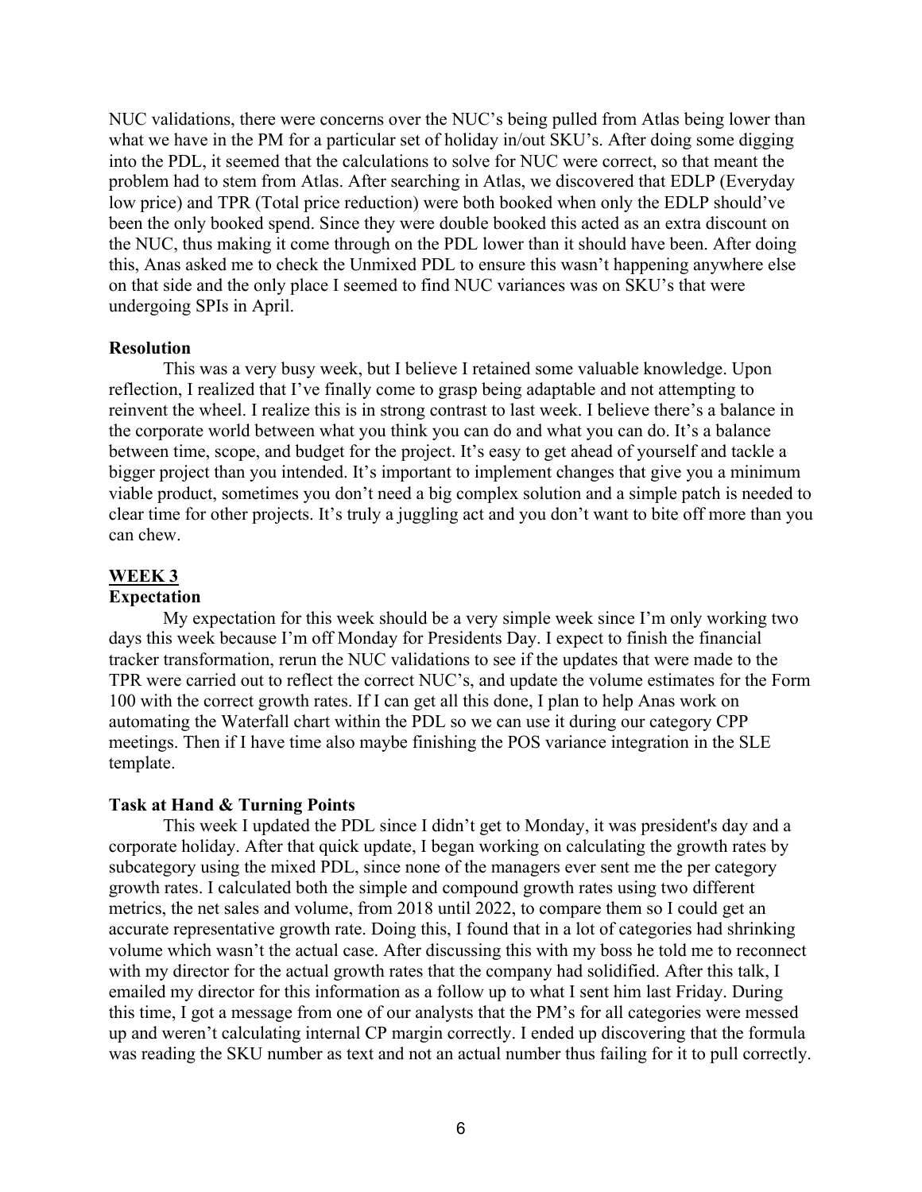NUC validations, there were concerns over the NUC's being pulled from Atlas being lower than what we have in the PM for a particular set of holiday in/out SKU's. After doing some digging into the PDL, it seemed that the calculations to solve for NUC were correct, so that meant the problem had to stem from Atlas. After searching in Atlas, we discovered that EDLP (Everyday low price) and TPR (Total price reduction) were both booked when only the EDLP should've been the only booked spend. Since they were double booked this acted as an extra discount on the NUC, thus making it come through on the PDL lower than it should have been. After doing this, Anas asked me to check the Unmixed PDL to ensure this wasn't happening anywhere else on that side and the only place I seemed to find NUC variances was on SKU's that were undergoing SPIs in April.

**Resolution**

This was a very busy week, but I believe I retained some valuable knowledge. Upon reflection, I realized that I've finally come to grasp being adaptable and not attempting to reinvent the wheel. I realize this is in strong contrast to last week. I believe there's a balance in the corporate world between what you think you can do and what you can do. It's a balance between time, scope, and budget for the project. It's easy to get ahead of yourself and tackle a bigger project than you intended. It's important to implement changes that give you a minimum viable product, sometimes you don't need a big complex solution and a simple patch is needed to clear time for other projects. It's truly a juggling act and you don't want to bite off more than you can chew.

## WEEK 3

**Expectation**

My expectation for this week should be a very simple week since I'm only working two days this week because I'm off Monday for Presidents Day. I expect to finish the financial tracker transformation, rerun the NUC validations to see if the updates that were made to the TPR were carried out to reflect the correct NUC's, and update the volume estimates for the Form 100 with the correct growth rates. If I can get all this done, I plan to help Anas work on automating the Waterfall chart within the PDL so we can use it during our category CPP meetings. Then if I have time also maybe finishing the POS variance integration in the SLE template.

**Task at Hand & Turning Points**

This week I updated the PDL since I didn't get to Monday, it was president's day and a corporate holiday. After that quick update, I began working on calculating the growth rates by subcategory using the mixed PDL, since none of the managers ever sent me the per category growth rates. I calculated both the simple and compound growth rates using two different metrics, the net sales and volume, from 2018 until 2022, to compare them so I could get an accurate representative growth rate. Doing this, I found that in a lot of categories had shrinking volume which wasn't the actual case. After discussing this with my boss he told me to reconnect with my director for the actual growth rates that the company had solidified. After this talk, I emailed my director for this information as a follow up to what I sent him last Friday. During this time, I got a message from one of our analysts that the PM's for all categories were messed up and weren't calculating internal CP margin correctly. I ended up discovering that the formula was reading the SKU number as text and not an actual number thus failing for it to pull correctly.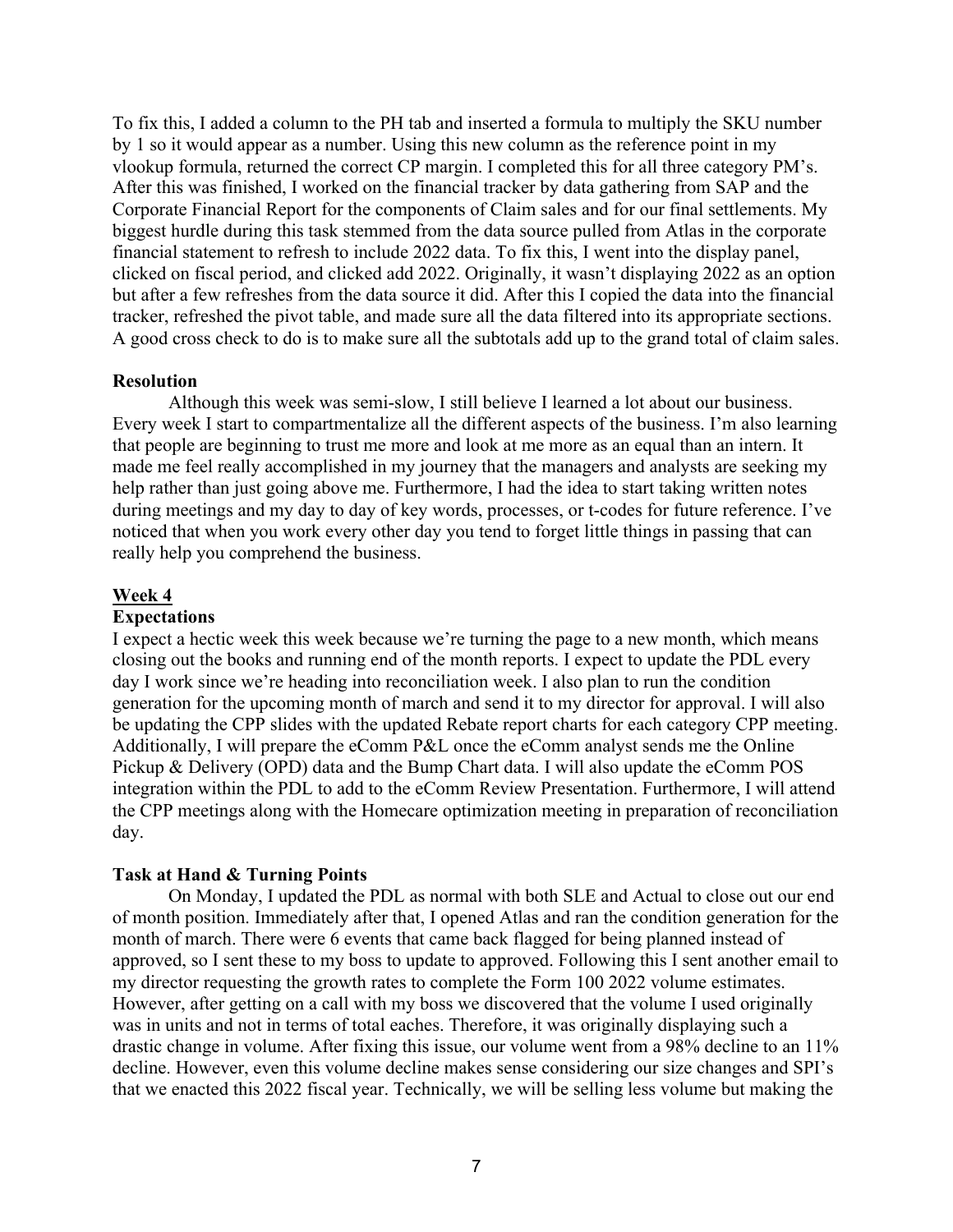To fix this, I added a column to the PH tab and inserted a formula to multiply the SKU number by 1 so it would appear as a number. Using this new column as the reference point in my vlookup formula, returned the correct CP margin. I completed this for all three category PM's. After this was finished, I worked on the financial tracker by data gathering from SAP and the Corporate Financial Report for the components of Claim sales and for our final settlements. My biggest hurdle during this task stemmed from the data source pulled from Atlas in the corporate financial statement to refresh to include 2022 data. To fix this, I went into the display panel, clicked on fiscal period, and clicked add 2022. Originally, it wasn't displaying 2022 as an option but after a few refreshes from the data source it did. After this I copied the data into the financial tracker, refreshed the pivot table, and made sure all the data filtered into its appropriate sections. A good cross check to do is to make sure all the subtotals add up to the grand total of claim sales.

**Resolution**

Although this week was semi-slow, I still believe I learned a lot about our business. Every week I start to compartmentalize all the different aspects of the business. I'm also learning that people are beginning to trust me more and look at me more as an equal than an intern. It made me feel really accomplished in my journey that the managers and analysts are seeking my help rather than just going above me. Furthermore, I had the idea to start taking written notes during meetings and my day to day of key words, processes, or t-codes for future reference. I've noticed that when you work every other day you tend to forget little things in passing that can really help you comprehend the business.

## Week 4

**Expectations**

I expect a hectic week this week because we're turning the page to a new month, which means closing out the books and running end of the month reports. I expect to update the PDL every day I work since we're heading into reconciliation week. I also plan to run the condition generation for the upcoming month of march and send it to my director for approval. I will also be updating the CPP slides with the updated Rebate report charts for each category CPP meeting. Additionally, I will prepare the eComm P&L once the eComm analyst sends me the Online Pickup & Delivery (OPD) data and the Bump Chart data. I will also update the eComm POS integration within the PDL to add to the eComm Review Presentation. Furthermore, I will attend the CPP meetings along with the Homecare optimization meeting in preparation of reconciliation day.

**Task at Hand & Turning Points**

On Monday, I updated the PDL as normal with both SLE and Actual to close out our end of month position. Immediately after that, I opened Atlas and ran the condition generation for the month of march. There were 6 events that came back flagged for being planned instead of approved, so I sent these to my boss to update to approved. Following this I sent another email to my director requesting the growth rates to complete the Form 100 2022 volume estimates. However, after getting on a call with my boss we discovered that the volume I used originally was in units and not in terms of total eaches. Therefore, it was originally displaying such a drastic change in volume. After fixing this issue, our volume went from a 98% decline to an 11% decline. However, even this volume decline makes sense considering our size changes and SPI's that we enacted this 2022 fiscal year. Technically, we will be selling less volume but making the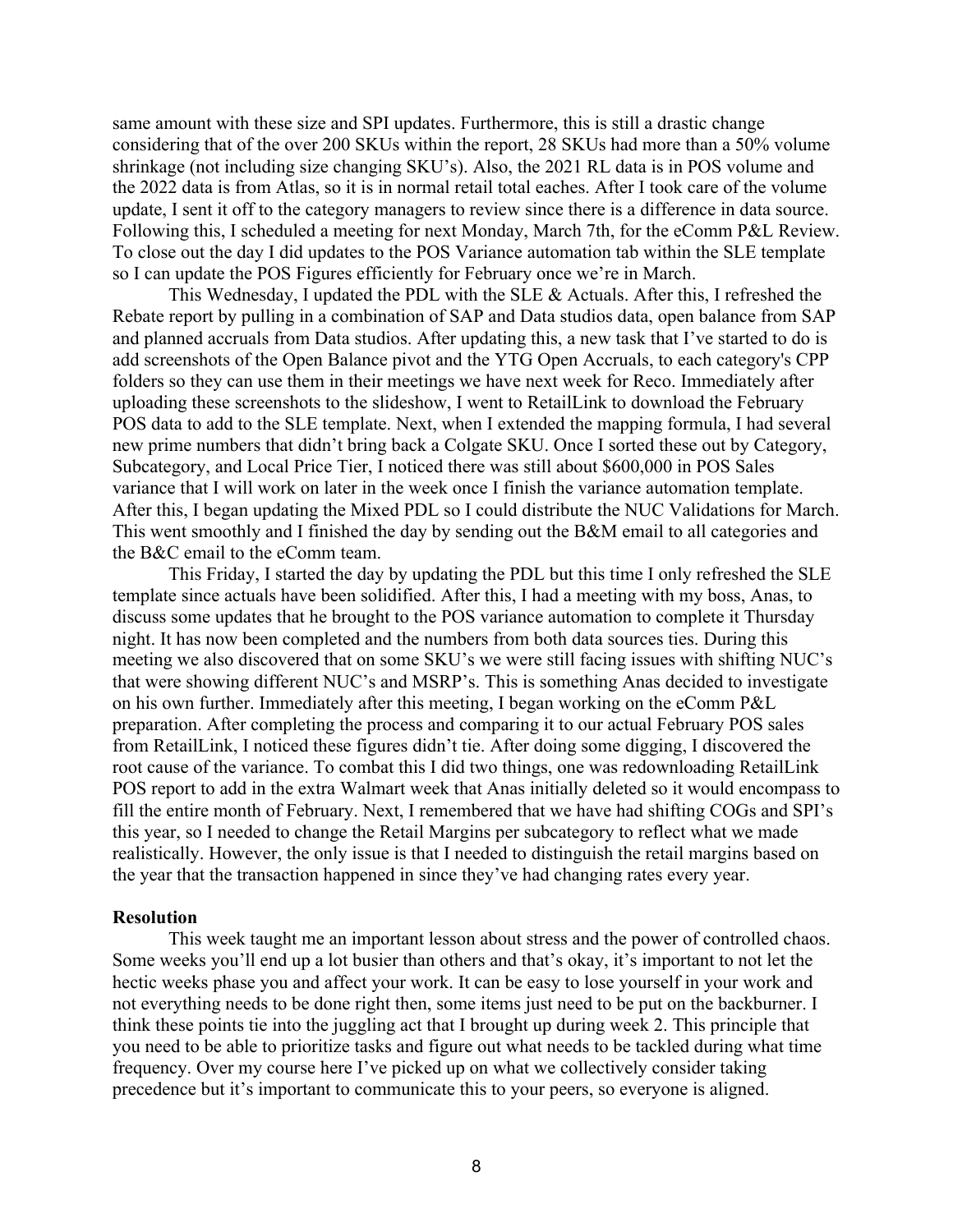same amount with these size and SPI updates. Furthermore, this is still a drastic change considering that of the over 200 SKUs within the report, 28 SKUs had more than a 50% volume shrinkage (not including size changing SKU's). Also, the 2021 RL data is in POS volume and the 2022 data is from Atlas, so it is in normal retail total eaches. After I took care of the volume update, I sent it off to the category managers to review since there is a difference in data source. Following this, I scheduled a meeting for next Monday, March 7th, for the eComm P&L Review. To close out the day I did updates to the POS Variance automation tab within the SLE template so I can update the POS Figures efficiently for February once we're in March.

This Wednesday, I updated the PDL with the SLE & Actuals. After this, I refreshed the Rebate report by pulling in a combination of SAP and Data studios data, open balance from SAP and planned accruals from Data studios. After updating this, a new task that I've started to do is add screenshots of the Open Balance pivot and the YTG Open Accruals, to each category's CPP folders so they can use them in their meetings we have next week for Reco. Immediately after uploading these screenshots to the slideshow, I went to RetailLink to download the February POS data to add to the SLE template. Next, when I extended the mapping formula, I had several new prime numbers that didn't bring back a Colgate SKU. Once I sorted these out by Category, Subcategory, and Local Price Tier, I noticed there was still about $600,000 in POS Sales variance that I will work on later in the week once I finish the variance automation template. After this, I began updating the Mixed PDL so I could distribute the NUC Validations for March. This went smoothly and I finished the day by sending out the B&M email to all categories and the B&C email to the eComm team.

This Friday, I started the day by updating the PDL but this time I only refreshed the SLE template since actuals have been solidified. After this, I had a meeting with my boss, Anas, to discuss some updates that he brought to the POS variance automation to complete it Thursday night. It has now been completed and the numbers from both data sources ties. During this meeting we also discovered that on some SKU's we were still facing issues with shifting NUC's that were showing different NUC's and MSRP's. This is something Anas decided to investigate on his own further. Immediately after this meeting, I began working on the eComm P&L preparation. After completing the process and comparing it to our actual February POS sales from RetailLink, I noticed these figures didn't tie. After doing some digging, I discovered the root cause of the variance. To combat this I did two things, one was redownloading RetailLink POS report to add in the extra Walmart week that Anas initially deleted so it would encompass to fill the entire month of February. Next, I remembered that we have had shifting COGs and SPI's this year, so I needed to change the Retail Margins per subcategory to reflect what we made realistically. However, the only issue is that I needed to distinguish the retail margins based on the year that the transaction happened in since they've had changing rates every year.

**Resolution**

This week taught me an important lesson about stress and the power of controlled chaos. Some weeks you'll end up a lot busier than others and that's okay, it's important to not let the hectic weeks phase you and affect your work. It can be easy to lose yourself in your work and not everything needs to be done right then, some items just need to be put on the backburner. I think these points tie into the juggling act that I brought up during week 2. This principle that you need to be able to prioritize tasks and figure out what needs to be tackled during what time frequency. Over my course here I've picked up on what we collectively consider taking precedence but it's important to communicate this to your peers, so everyone is aligned.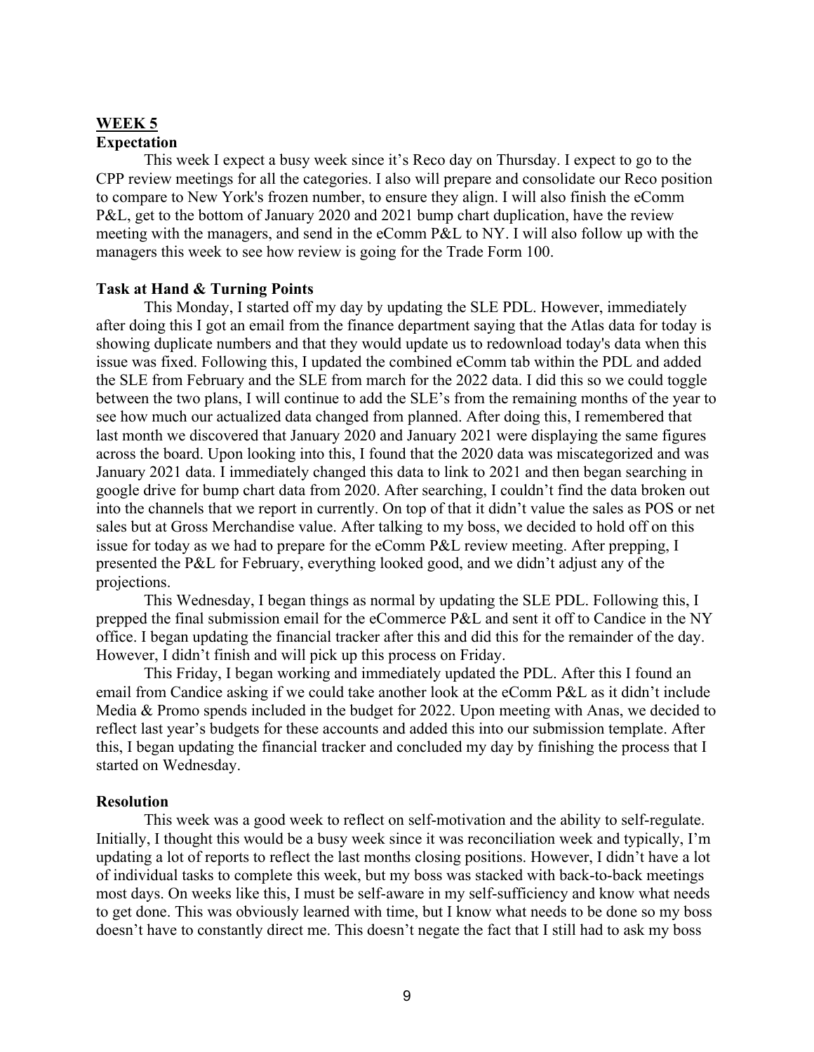## WEEK 5

### Expectation

This week I expect a busy week since it's Reco day on Thursday. I expect to go to the CPP review meetings for all the categories. I also will prepare and consolidate our Reco position to compare to New York's frozen number, to ensure they align. I will also finish the eComm P&L, get to the bottom of January 2020 and 2021 bump chart duplication, have the review meeting with the managers, and send in the eComm P&L to NY. I will also follow up with the managers this week to see how review is going for the Trade Form 100.

### Task at Hand & Turning Points

This Monday, I started off my day by updating the SLE PDL. However, immediately after doing this I got an email from the finance department saying that the Atlas data for today is showing duplicate numbers and that they would update us to redownload today's data when this issue was fixed. Following this, I updated the combined eComm tab within the PDL and added the SLE from February and the SLE from march for the 2022 data. I did this so we could toggle between the two plans, I will continue to add the SLE's from the remaining months of the year to see how much our actualized data changed from planned. After doing this, I remembered that last month we discovered that January 2020 and January 2021 were displaying the same figures across the board. Upon looking into this, I found that the 2020 data was miscategorized and was January 2021 data. I immediately changed this data to link to 2021 and then began searching in google drive for bump chart data from 2020. After searching, I couldn't find the data broken out into the channels that we report in currently. On top of that it didn't value the sales as POS or net sales but at Gross Merchandise value. After talking to my boss, we decided to hold off on this issue for today as we had to prepare for the eComm P&L review meeting. After prepping, I presented the P&L for February, everything looked good, and we didn't adjust any of the projections.

This Wednesday, I began things as normal by updating the SLE PDL. Following this, I prepped the final submission email for the eCommerce P&L and sent it off to Candice in the NY office. I began updating the financial tracker after this and did this for the remainder of the day. However, I didn't finish and will pick up this process on Friday.

This Friday, I began working and immediately updated the PDL. After this I found an email from Candice asking if we could take another look at the eComm P&L as it didn't include Media & Promo spends included in the budget for 2022. Upon meeting with Anas, we decided to reflect last year's budgets for these accounts and added this into our submission template. After this, I began updating the financial tracker and concluded my day by finishing the process that I started on Wednesday.

### Resolution

This week was a good week to reflect on self-motivation and the ability to self-regulate. Initially, I thought this would be a busy week since it was reconciliation week and typically, I'm updating a lot of reports to reflect the last months closing positions. However, I didn't have a lot of individual tasks to complete this week, but my boss was stacked with back-to-back meetings most days. On weeks like this, I must be self-aware in my self-sufficiency and know what needs to get done. This was obviously learned with time, but I know what needs to be done so my boss doesn't have to constantly direct me. This doesn't negate the fact that I still had to ask my boss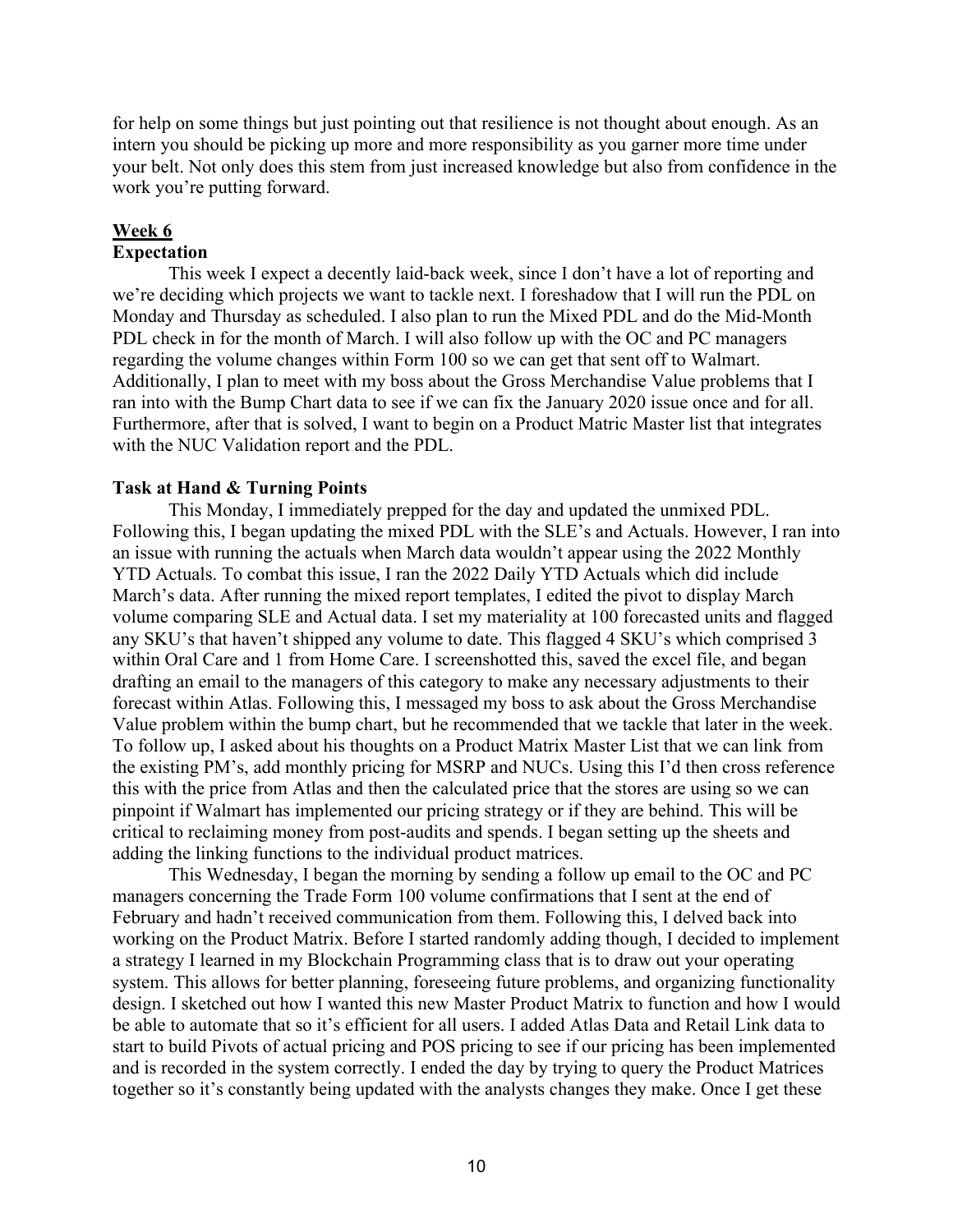for help on some things but just pointing out that resilience is not thought about enough. As an intern you should be picking up more and more responsibility as you garner more time under your belt. Not only does this stem from just increased knowledge but also from confidence in the work you're putting forward.

## Week 6

### Expectation

This week I expect a decently laid-back week, since I don't have a lot of reporting and we're deciding which projects we want to tackle next. I foreshadow that I will run the PDL on Monday and Thursday as scheduled. I also plan to run the Mixed PDL and do the Mid-Month PDL check in for the month of March. I will also follow up with the OC and PC managers regarding the volume changes within Form 100 so we can get that sent off to Walmart. Additionally, I plan to meet with my boss about the Gross Merchandise Value problems that I ran into with the Bump Chart data to see if we can fix the January 2020 issue once and for all. Furthermore, after that is solved, I want to begin on a Product Matric Master list that integrates with the NUC Validation report and the PDL.

### Task at Hand & Turning Points

This Monday, I immediately prepped for the day and updated the unmixed PDL. Following this, I began updating the mixed PDL with the SLE's and Actuals. However, I ran into an issue with running the actuals when March data wouldn't appear using the 2022 Monthly YTD Actuals. To combat this issue, I ran the 2022 Daily YTD Actuals which did include March's data. After running the mixed report templates, I edited the pivot to display March volume comparing SLE and Actual data. I set my materiality at 100 forecasted units and flagged any SKU's that haven't shipped any volume to date. This flagged 4 SKU's which comprised 3 within Oral Care and 1 from Home Care. I screenshotted this, saved the excel file, and began drafting an email to the managers of this category to make any necessary adjustments to their forecast within Atlas. Following this, I messaged my boss to ask about the Gross Merchandise Value problem within the bump chart, but he recommended that we tackle that later in the week. To follow up, I asked about his thoughts on a Product Matrix Master List that we can link from the existing PM's, add monthly pricing for MSRP and NUCs. Using this I'd then cross reference this with the price from Atlas and then the calculated price that the stores are using so we can pinpoint if Walmart has implemented our pricing strategy or if they are behind. This will be critical to reclaiming money from post-audits and spends. I began setting up the sheets and adding the linking functions to the individual product matrices.

This Wednesday, I began the morning by sending a follow up email to the OC and PC managers concerning the Trade Form 100 volume confirmations that I sent at the end of February and hadn't received communication from them. Following this, I delved back into working on the Product Matrix. Before I started randomly adding though, I decided to implement a strategy I learned in my Blockchain Programming class that is to draw out your operating system. This allows for better planning, foreseeing future problems, and organizing functionality design. I sketched out how I wanted this new Master Product Matrix to function and how I would be able to automate that so it's efficient for all users. I added Atlas Data and Retail Link data to start to build Pivots of actual pricing and POS pricing to see if our pricing has been implemented and is recorded in the system correctly. I ended the day by trying to query the Product Matrices together so it's constantly being updated with the analysts changes they make. Once I get these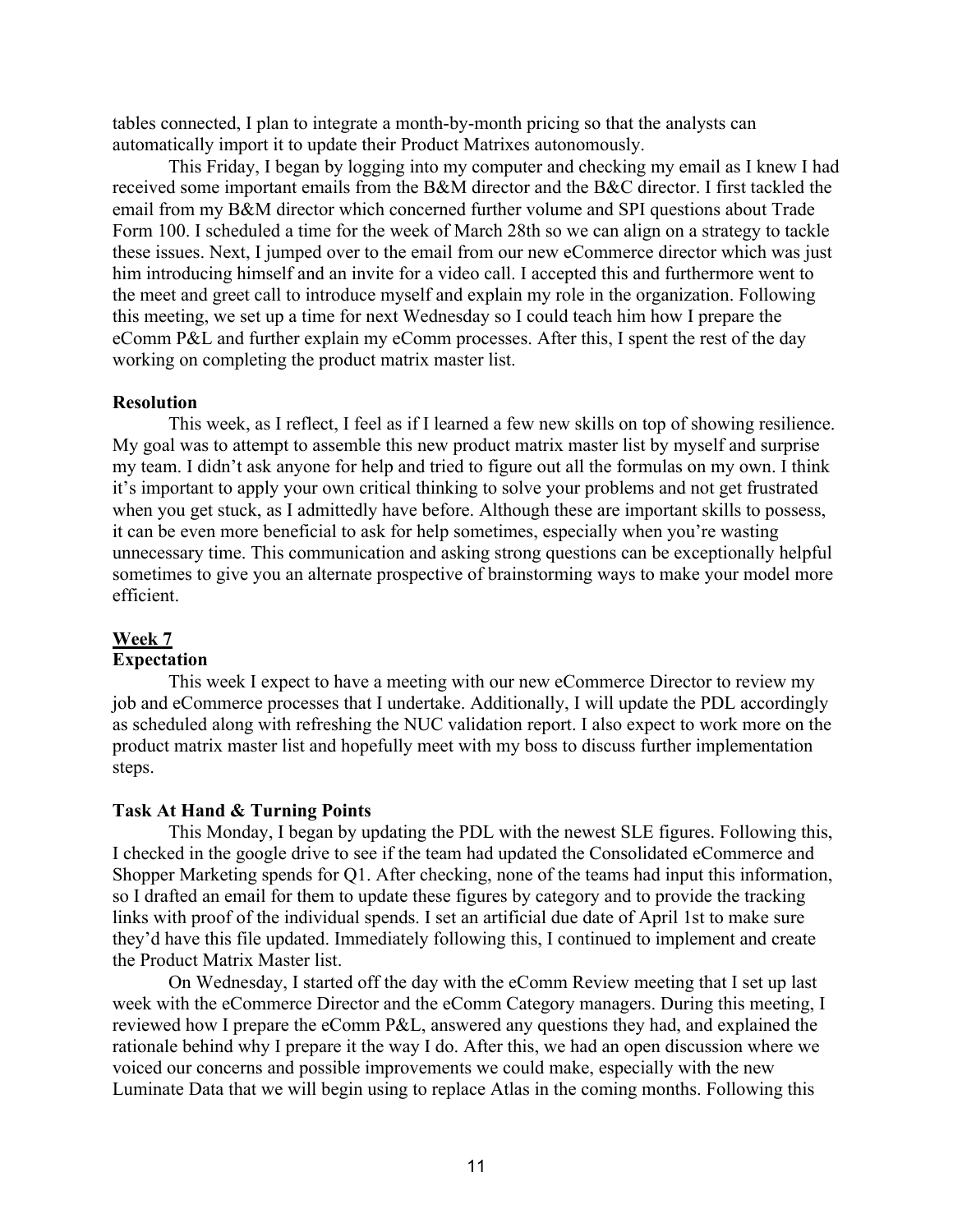tables connected, I plan to integrate a month-by-month pricing so that the analysts can automatically import it to update their Product Matrixes autonomously.

This Friday, I began by logging into my computer and checking my email as I knew I had received some important emails from the B&M director and the B&C director. I first tackled the email from my B&M director which concerned further volume and SPI questions about Trade Form 100. I scheduled a time for the week of March 28th so we can align on a strategy to tackle these issues. Next, I jumped over to the email from our new eCommerce director which was just him introducing himself and an invite for a video call. I accepted this and furthermore went to the meet and greet call to introduce myself and explain my role in the organization. Following this meeting, we set up a time for next Wednesday so I could teach him how I prepare the eComm P&L and further explain my eComm processes. After this, I spent the rest of the day working on completing the product matrix master list.

**Resolution**

This week, as I reflect, I feel as if I learned a few new skills on top of showing resilience. My goal was to attempt to assemble this new product matrix master list by myself and surprise my team. I didn't ask anyone for help and tried to figure out all the formulas on my own. I think it's important to apply your own critical thinking to solve your problems and not get frustrated when you get stuck, as I admittedly have before. Although these are important skills to possess, it can be even more beneficial to ask for help sometimes, especially when you're wasting unnecessary time. This communication and asking strong questions can be exceptionally helpful sometimes to give you an alternate prospective of brainstorming ways to make your model more efficient.

## Week 7

**Expectation**

This week I expect to have a meeting with our new eCommerce Director to review my job and eCommerce processes that I undertake. Additionally, I will update the PDL accordingly as scheduled along with refreshing the NUC validation report. I also expect to work more on the product matrix master list and hopefully meet with my boss to discuss further implementation steps.

**Task At Hand & Turning Points**

This Monday, I began by updating the PDL with the newest SLE figures. Following this, I checked in the google drive to see if the team had updated the Consolidated eCommerce and Shopper Marketing spends for Q1. After checking, none of the teams had input this information, so I drafted an email for them to update these figures by category and to provide the tracking links with proof of the individual spends. I set an artificial due date of April 1st to make sure they'd have this file updated. Immediately following this, I continued to implement and create the Product Matrix Master list.

On Wednesday, I started off the day with the eComm Review meeting that I set up last week with the eCommerce Director and the eComm Category managers. During this meeting, I reviewed how I prepare the eComm P&L, answered any questions they had, and explained the rationale behind why I prepare it the way I do. After this, we had an open discussion where we voiced our concerns and possible improvements we could make, especially with the new Luminate Data that we will begin using to replace Atlas in the coming months. Following this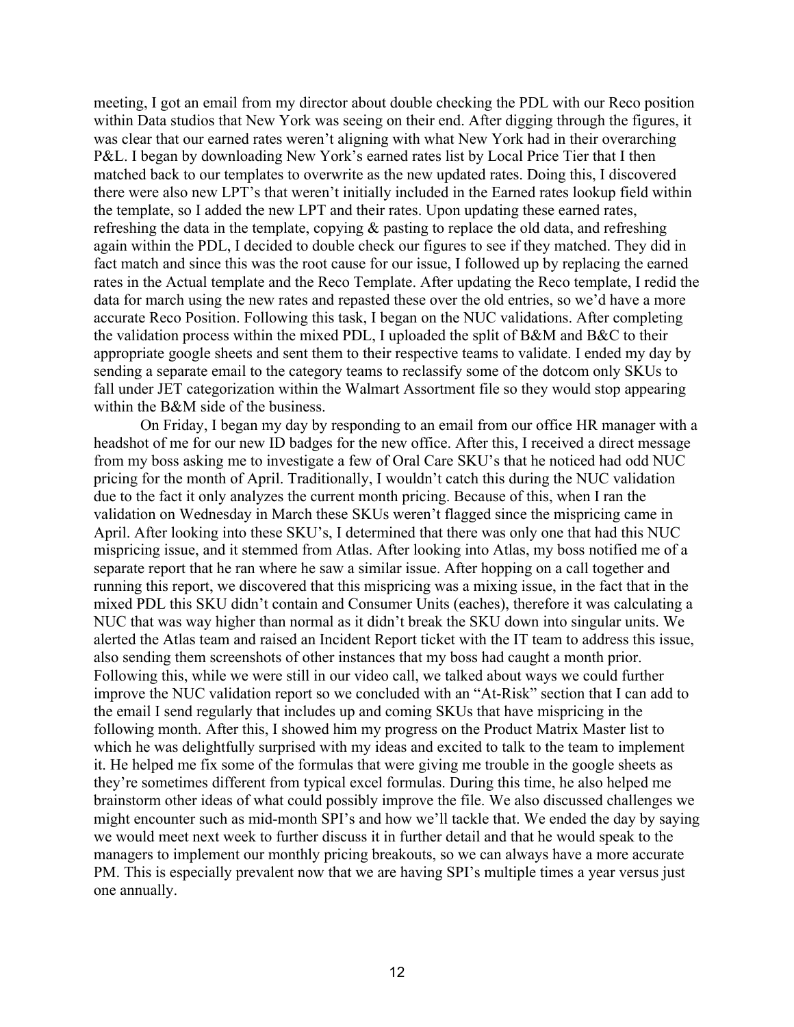meeting, I got an email from my director about double checking the PDL with our Reco position within Data studios that New York was seeing on their end. After digging through the figures, it was clear that our earned rates weren't aligning with what New York had in their overarching P&L. I began by downloading New York's earned rates list by Local Price Tier that I then matched back to our templates to overwrite as the new updated rates. Doing this, I discovered there were also new LPT's that weren't initially included in the Earned rates lookup field within the template, so I added the new LPT and their rates. Upon updating these earned rates, refreshing the data in the template, copying & pasting to replace the old data, and refreshing again within the PDL, I decided to double check our figures to see if they matched. They did in fact match and since this was the root cause for our issue, I followed up by replacing the earned rates in the Actual template and the Reco Template. After updating the Reco template, I redid the data for march using the new rates and repasted these over the old entries, so we'd have a more accurate Reco Position. Following this task, I began on the NUC validations. After completing the validation process within the mixed PDL, I uploaded the split of B&M and B&C to their appropriate google sheets and sent them to their respective teams to validate. I ended my day by sending a separate email to the category teams to reclassify some of the dotcom only SKUs to fall under JET categorization within the Walmart Assortment file so they would stop appearing within the B&M side of the business.

On Friday, I began my day by responding to an email from our office HR manager with a headshot of me for our new ID badges for the new office. After this, I received a direct message from my boss asking me to investigate a few of Oral Care SKU's that he noticed had odd NUC pricing for the month of April. Traditionally, I wouldn't catch this during the NUC validation due to the fact it only analyzes the current month pricing. Because of this, when I ran the validation on Wednesday in March these SKUs weren't flagged since the mispricing came in April. After looking into these SKU's, I determined that there was only one that had this NUC mispricing issue, and it stemmed from Atlas. After looking into Atlas, my boss notified me of a separate report that he ran where he saw a similar issue. After hopping on a call together and running this report, we discovered that this mispricing was a mixing issue, in the fact that in the mixed PDL this SKU didn't contain and Consumer Units (eaches), therefore it was calculating a NUC that was way higher than normal as it didn't break the SKU down into singular units. We alerted the Atlas team and raised an Incident Report ticket with the IT team to address this issue, also sending them screenshots of other instances that my boss had caught a month prior. Following this, while we were still in our video call, we talked about ways we could further improve the NUC validation report so we concluded with an "At-Risk" section that I can add to the email I send regularly that includes up and coming SKUs that have mispricing in the following month. After this, I showed him my progress on the Product Matrix Master list to which he was delightfully surprised with my ideas and excited to talk to the team to implement it. He helped me fix some of the formulas that were giving me trouble in the google sheets as they're sometimes different from typical excel formulas. During this time, he also helped me brainstorm other ideas of what could possibly improve the file. We also discussed challenges we might encounter such as mid-month SPI's and how we'll tackle that. We ended the day by saying we would meet next week to further discuss it in further detail and that he would speak to the managers to implement our monthly pricing breakouts, so we can always have a more accurate PM. This is especially prevalent now that we are having SPI's multiple times a year versus just one annually.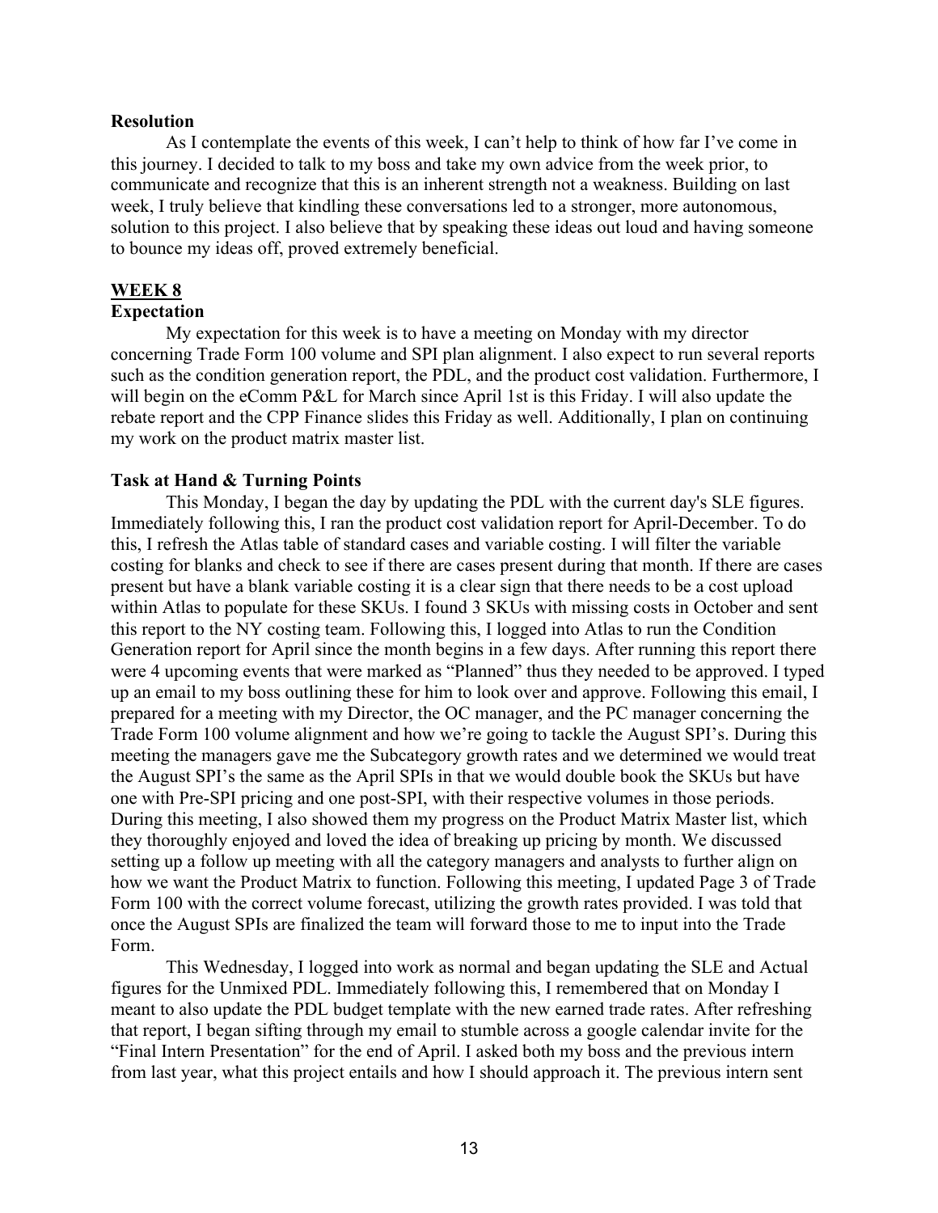**Resolution**

As I contemplate the events of this week, I can't help to think of how far I've come in this journey. I decided to talk to my boss and take my own advice from the week prior, to communicate and recognize that this is an inherent strength not a weakness. Building on last week, I truly believe that kindling these conversations led to a stronger, more autonomous, solution to this project. I also believe that by speaking these ideas out loud and having someone to bounce my ideas off, proved extremely beneficial.

## WEEK 8

**Expectation**

My expectation for this week is to have a meeting on Monday with my director concerning Trade Form 100 volume and SPI plan alignment. I also expect to run several reports such as the condition generation report, the PDL, and the product cost validation. Furthermore, I will begin on the eComm P&L for March since April 1st is this Friday. I will also update the rebate report and the CPP Finance slides this Friday as well. Additionally, I plan on continuing my work on the product matrix master list.

**Task at Hand & Turning Points**

This Monday, I began the day by updating the PDL with the current day's SLE figures. Immediately following this, I ran the product cost validation report for April-December. To do this, I refresh the Atlas table of standard cases and variable costing. I will filter the variable costing for blanks and check to see if there are cases present during that month. If there are cases present but have a blank variable costing it is a clear sign that there needs to be a cost upload within Atlas to populate for these SKUs. I found 3 SKUs with missing costs in October and sent this report to the NY costing team. Following this, I logged into Atlas to run the Condition Generation report for April since the month begins in a few days. After running this report there were 4 upcoming events that were marked as "Planned" thus they needed to be approved. I typed up an email to my boss outlining these for him to look over and approve. Following this email, I prepared for a meeting with my Director, the OC manager, and the PC manager concerning the Trade Form 100 volume alignment and how we're going to tackle the August SPI's. During this meeting the managers gave me the Subcategory growth rates and we determined we would treat the August SPI's the same as the April SPIs in that we would double book the SKUs but have one with Pre-SPI pricing and one post-SPI, with their respective volumes in those periods. During this meeting, I also showed them my progress on the Product Matrix Master list, which they thoroughly enjoyed and loved the idea of breaking up pricing by month. We discussed setting up a follow up meeting with all the category managers and analysts to further align on how we want the Product Matrix to function. Following this meeting, I updated Page 3 of Trade Form 100 with the correct volume forecast, utilizing the growth rates provided. I was told that once the August SPIs are finalized the team will forward those to me to input into the Trade Form.

This Wednesday, I logged into work as normal and began updating the SLE and Actual figures for the Unmixed PDL. Immediately following this, I remembered that on Monday I meant to also update the PDL budget template with the new earned trade rates. After refreshing that report, I began sifting through my email to stumble across a google calendar invite for the "Final Intern Presentation" for the end of April. I asked both my boss and the previous intern from last year, what this project entails and how I should approach it. The previous intern sent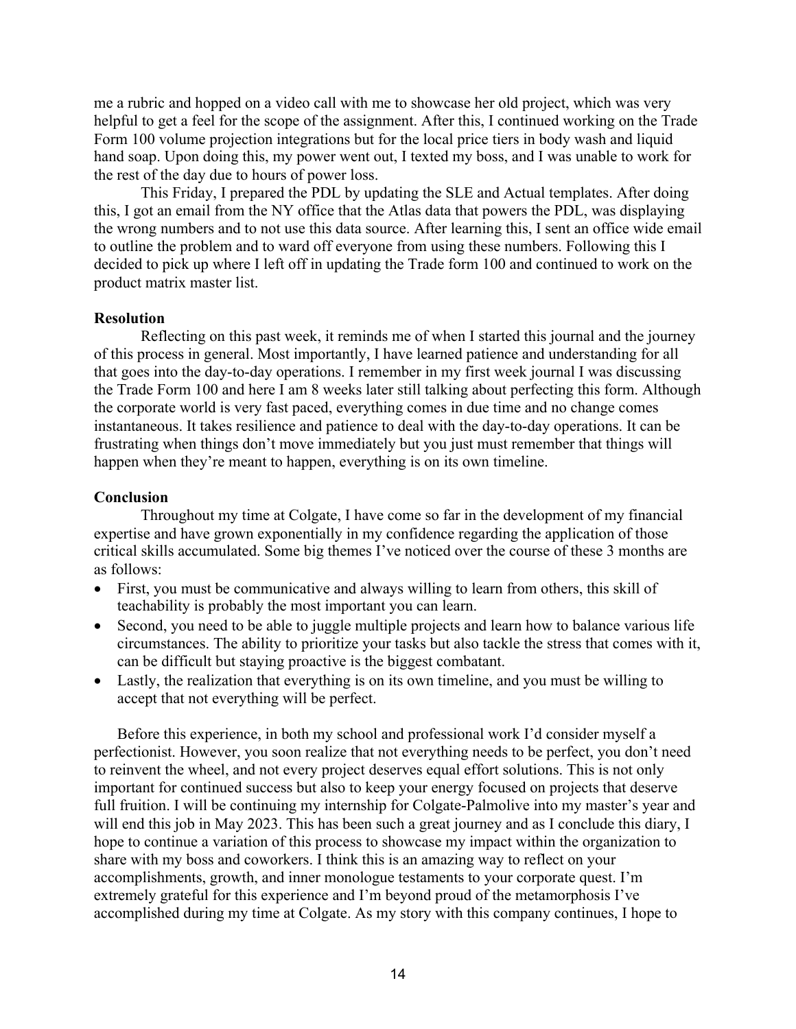me a rubric and hopped on a video call with me to showcase her old project, which was very helpful to get a feel for the scope of the assignment. After this, I continued working on the Trade Form 100 volume projection integrations but for the local price tiers in body wash and liquid hand soap. Upon doing this, my power went out, I texted my boss, and I was unable to work for the rest of the day due to hours of power loss.

This Friday, I prepared the PDL by updating the SLE and Actual templates. After doing this, I got an email from the NY office that the Atlas data that powers the PDL, was displaying the wrong numbers and to not use this data source. After learning this, I sent an office wide email to outline the problem and to ward off everyone from using these numbers. Following this I decided to pick up where I left off in updating the Trade form 100 and continued to work on the product matrix master list.

**Resolution**

Reflecting on this past week, it reminds me of when I started this journal and the journey of this process in general. Most importantly, I have learned patience and understanding for all that goes into the day-to-day operations. I remember in my first week journal I was discussing the Trade Form 100 and here I am 8 weeks later still talking about perfecting this form. Although the corporate world is very fast paced, everything comes in due time and no change comes instantaneous. It takes resilience and patience to deal with the day-to-day operations. It can be frustrating when things don't move immediately but you just must remember that things will happen when they're meant to happen, everything is on its own timeline.

**Conclusion**

Throughout my time at Colgate, I have come so far in the development of my financial expertise and have grown exponentially in my confidence regarding the application of those critical skills accumulated. Some big themes I've noticed over the course of these 3 months are as follows:

- First, you must be communicative and always willing to learn from others, this skill of teachability is probably the most important you can learn.
- Second, you need to be able to juggle multiple projects and learn how to balance various life circumstances. The ability to prioritize your tasks but also tackle the stress that comes with it, can be difficult but staying proactive is the biggest combatant.
- Lastly, the realization that everything is on its own timeline, and you must be willing to accept that not everything will be perfect.

Before this experience, in both my school and professional work I'd consider myself a perfectionist. However, you soon realize that not everything needs to be perfect, you don't need to reinvent the wheel, and not every project deserves equal effort solutions. This is not only important for continued success but also to keep your energy focused on projects that deserve full fruition. I will be continuing my internship for Colgate-Palmolive into my master's year and will end this job in May 2023. This has been such a great journey and as I conclude this diary, I hope to continue a variation of this process to showcase my impact within the organization to share with my boss and coworkers. I think this is an amazing way to reflect on your accomplishments, growth, and inner monologue testaments to your corporate quest. I'm extremely grateful for this experience and I'm beyond proud of the metamorphosis I've accomplished during my time at Colgate. As my story with this company continues, I hope to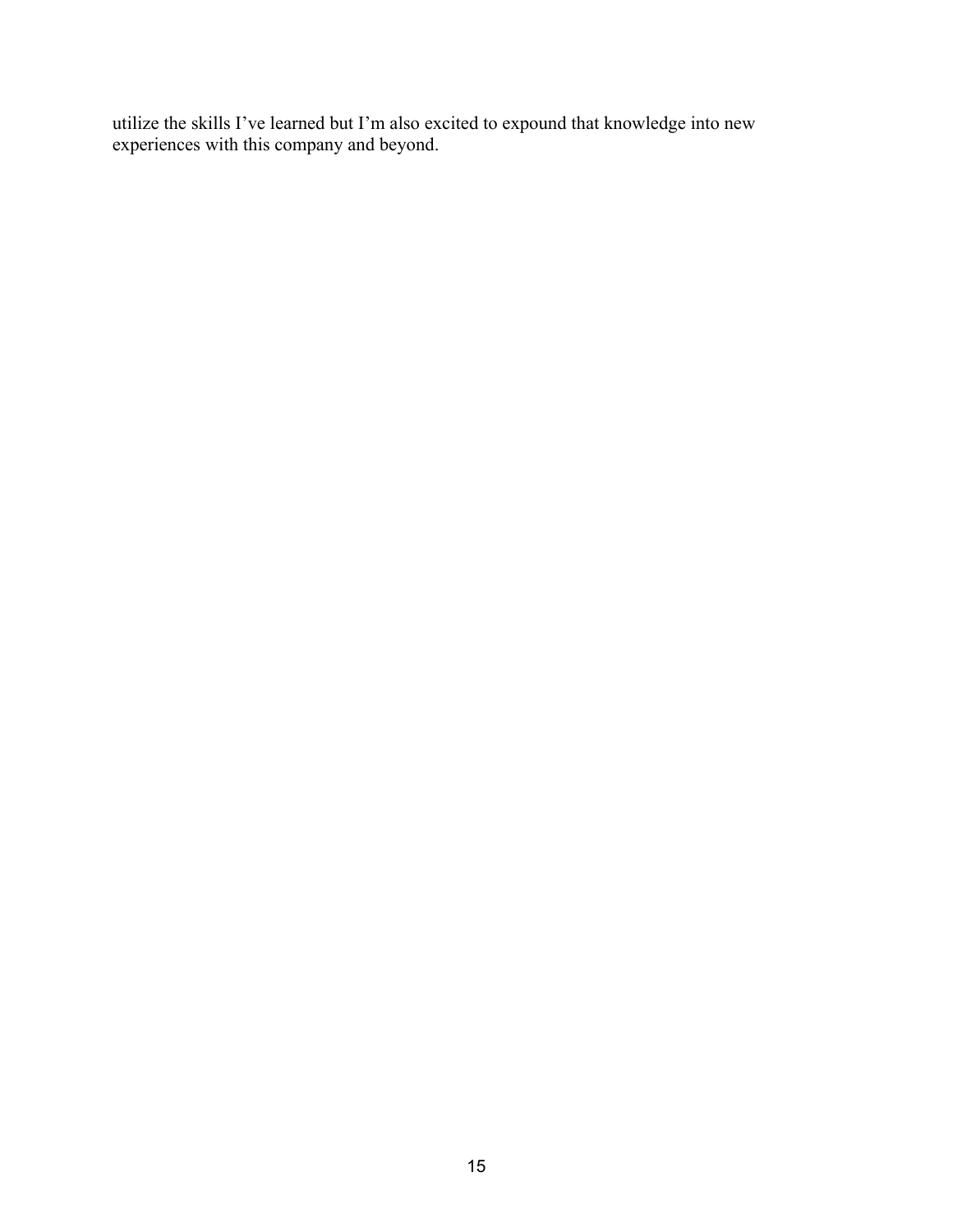utilize the skills I’ve learned but I’m also excited to expound that knowledge into new experiences with this company and beyond.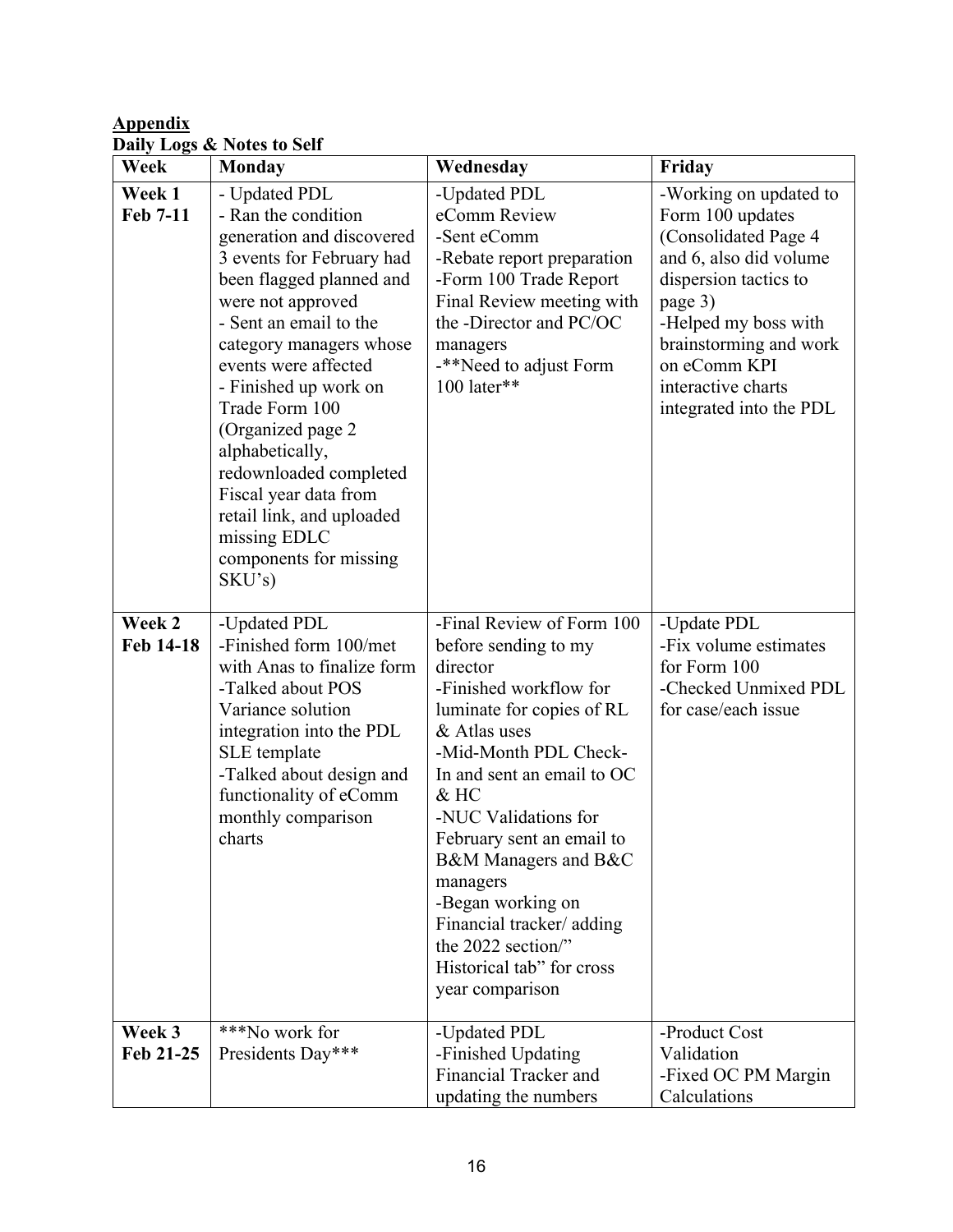**Appendix**

**Daily Logs & Notes to Self**

| Week | Monday | Wednesday | Friday |
|---|---|---|---|
| **Week 1 Feb 7-11** | - Updated PDL<br>- Ran the condition generation and discovered 3 events for February had been flagged planned and were not approved<br>- Sent an email to the category managers whose events were affected<br>- Finished up work on Trade Form 100 (Organized page 2 alphabetically, redownloaded completed Fiscal year data from retail link, and uploaded missing EDLC components for missing SKU's) | -Updated PDL eComm Review<br>-Sent eComm<br>-Rebate report preparation<br>-Form 100 Trade Report Final Review meeting with the -Director and PC/OC managers<br>-**Need to adjust Form 100 later** | -Working on updated to Form 100 updates (Consolidated Page 4 and 6, also did volume dispersion tactics to page 3)<br>-Helped my boss with brainstorming and work on eComm KPI interactive charts integrated into the PDL |
| **Week 2 Feb 14-18** | -Updated PDL<br>-Finished form 100/met with Anas to finalize form<br>-Talked about POS Variance solution integration into the PDL SLE template<br>-Talked about design and functionality of eComm monthly comparison charts | -Final Review of Form 100 before sending to my director<br>-Finished workflow for luminate for copies of RL & Atlas uses<br>-Mid-Month PDL Check-In and sent an email to OC & HC<br>-NUC Validations for February sent an email to B&M Managers and B&C managers<br>-Began working on Financial tracker/ adding the 2022 section/" Historical tab" for cross year comparison | -Update PDL<br>-Fix volume estimates for Form 100<br>-Checked Unmixed PDL for case/each issue |
| **Week 3 Feb 21-25** | ***No work for Presidents Day*** | -Updated PDL<br>-Finished Updating Financial Tracker and updating the numbers | -Product Cost Validation<br>-Fixed OC PM Margin Calculations |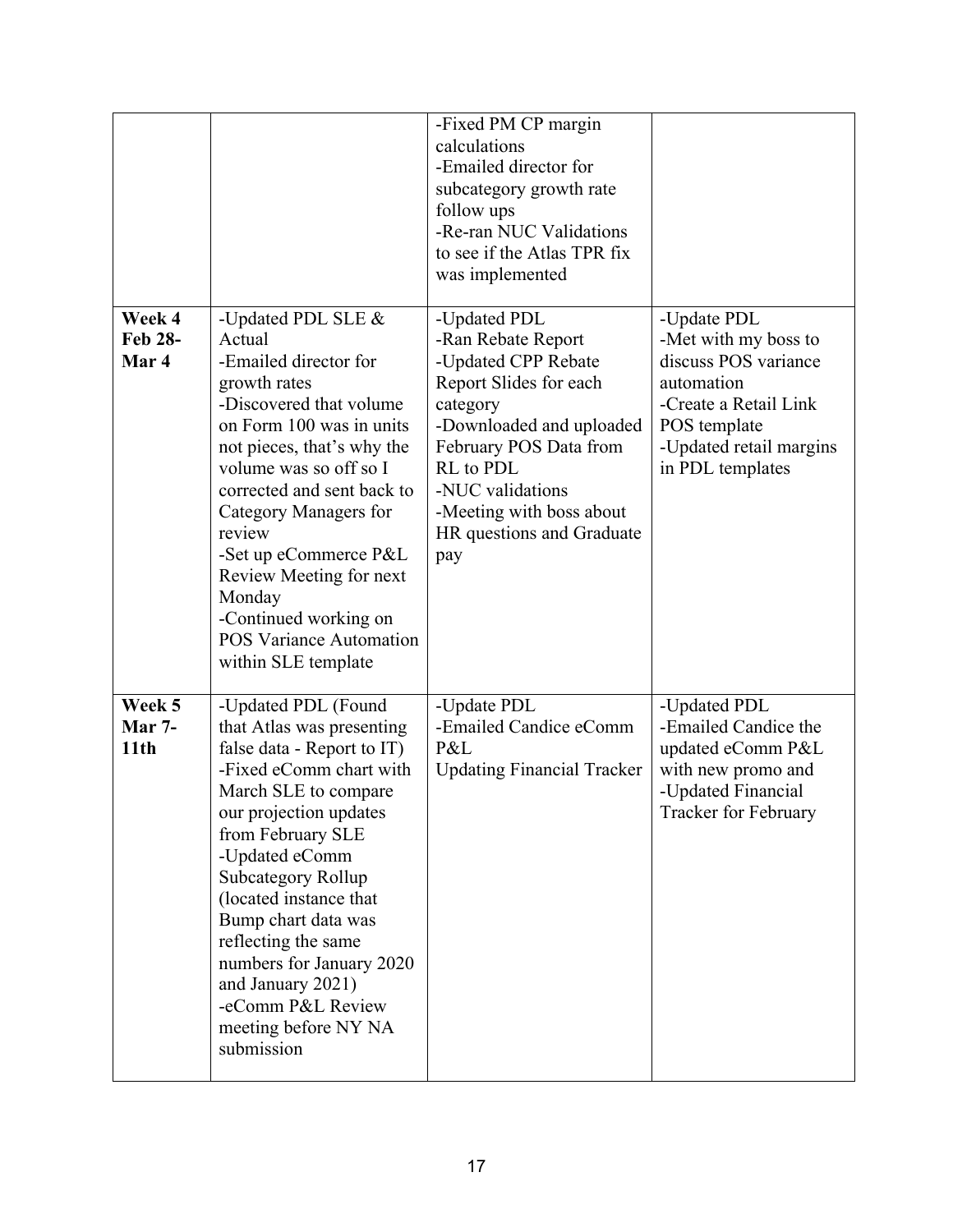| | | | |
|---|---|---|---|
| | | -Fixed PM CP margin calculations<br>-Emailed director for subcategory growth rate follow ups<br>-Re-ran NUC Validations to see if the Atlas TPR fix was implemented | |
| **Week 4 Feb 28- Mar 4** | -Updated PDL SLE & Actual<br>-Emailed director for growth rates<br>-Discovered that volume on Form 100 was in units not pieces, that's why the volume was so off so I corrected and sent back to Category Managers for review<br>-Set up eCommerce P&L Review Meeting for next Monday<br>-Continued working on POS Variance Automation within SLE template | -Updated PDL<br>-Ran Rebate Report<br>-Updated CPP Rebate Report Slides for each category<br>-Downloaded and uploaded February POS Data from RL to PDL<br>-NUC validations<br>-Meeting with boss about HR questions and Graduate pay | -Update PDL<br>-Met with my boss to discuss POS variance automation<br>-Create a Retail Link POS template<br>-Updated retail margins in PDL templates |
| **Week 5 Mar 7- 11th** | -Updated PDL (Found that Atlas was presenting false data - Report to IT)<br>-Fixed eComm chart with March SLE to compare our projection updates from February SLE<br>-Updated eComm Subcategory Rollup (located instance that Bump chart data was reflecting the same numbers for January 2020 and January 2021)<br>-eComm P&L Review meeting before NY NA submission | -Update PDL<br>-Emailed Candice eComm P&L<br>Updating Financial Tracker | -Updated PDL<br>-Emailed Candice the updated eComm P&L with new promo and<br>-Updated Financial Tracker for February |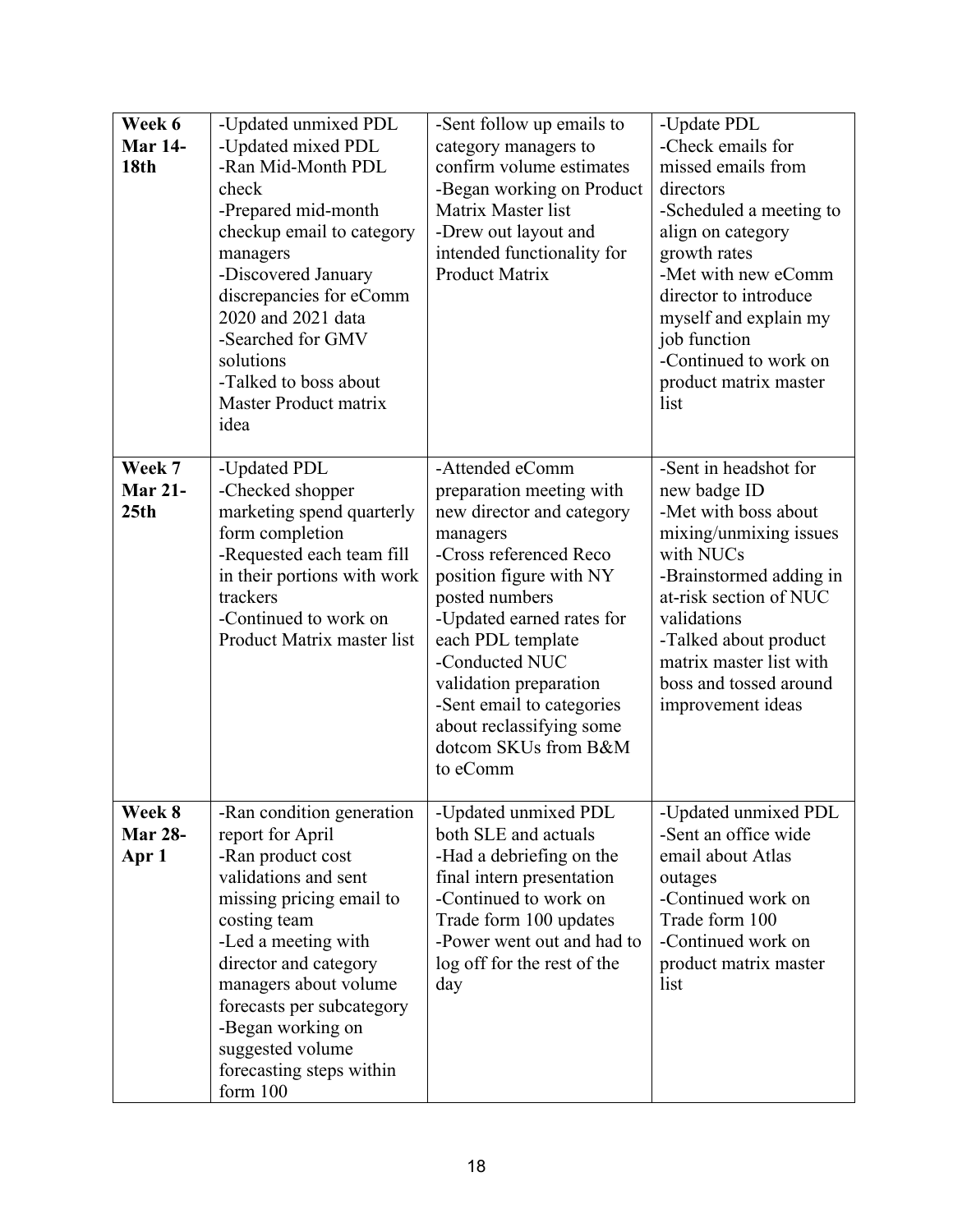| **Week 6 Mar 14-18th** | -Updated unmixed PDL<br>-Updated mixed PDL<br>-Ran Mid-Month PDL check<br>-Prepared mid-month checkup email to category managers<br>-Discovered January discrepancies for eComm 2020 and 2021 data<br>-Searched for GMV solutions<br>-Talked to boss about Master Product matrix idea | -Sent follow up emails to category managers to confirm volume estimates<br>-Began working on Product Matrix Master list<br>-Drew out layout and intended functionality for Product Matrix | -Update PDL<br>-Check emails for missed emails from directors<br>-Scheduled a meeting to align on category growth rates<br>-Met with new eComm director to introduce myself and explain my job function<br>-Continued to work on product matrix master list |
|---|---|---|---|
| **Week 7 Mar 21-25th** | -Updated PDL<br>-Checked shopper marketing spend quarterly form completion<br>-Requested each team fill in their portions with work trackers<br>-Continued to work on Product Matrix master list | -Attended eComm preparation meeting with new director and category managers<br>-Cross referenced Reco position figure with NY posted numbers<br>-Updated earned rates for each PDL template<br>-Conducted NUC validation preparation<br>-Sent email to categories about reclassifying some dotcom SKUs from B&M to eComm | -Sent in headshot for new badge ID<br>-Met with boss about mixing/unmixing issues with NUCs<br>-Brainstormed adding in at-risk section of NUC validations<br>-Talked about product matrix master list with boss and tossed around improvement ideas |
| **Week 8 Mar 28-Apr 1** | -Ran condition generation report for April<br>-Ran product cost validations and sent missing pricing email to costing team<br>-Led a meeting with director and category managers about volume forecasts per subcategory<br>-Began working on suggested volume forecasting steps within form 100 | -Updated unmixed PDL both SLE and actuals<br>-Had a debriefing on the final intern presentation<br>-Continued to work on Trade form 100 updates<br>-Power went out and had to log off for the rest of the day | -Updated unmixed PDL<br>-Sent an office wide email about Atlas outages<br>-Continued work on Trade form 100<br>-Continued work on product matrix master list |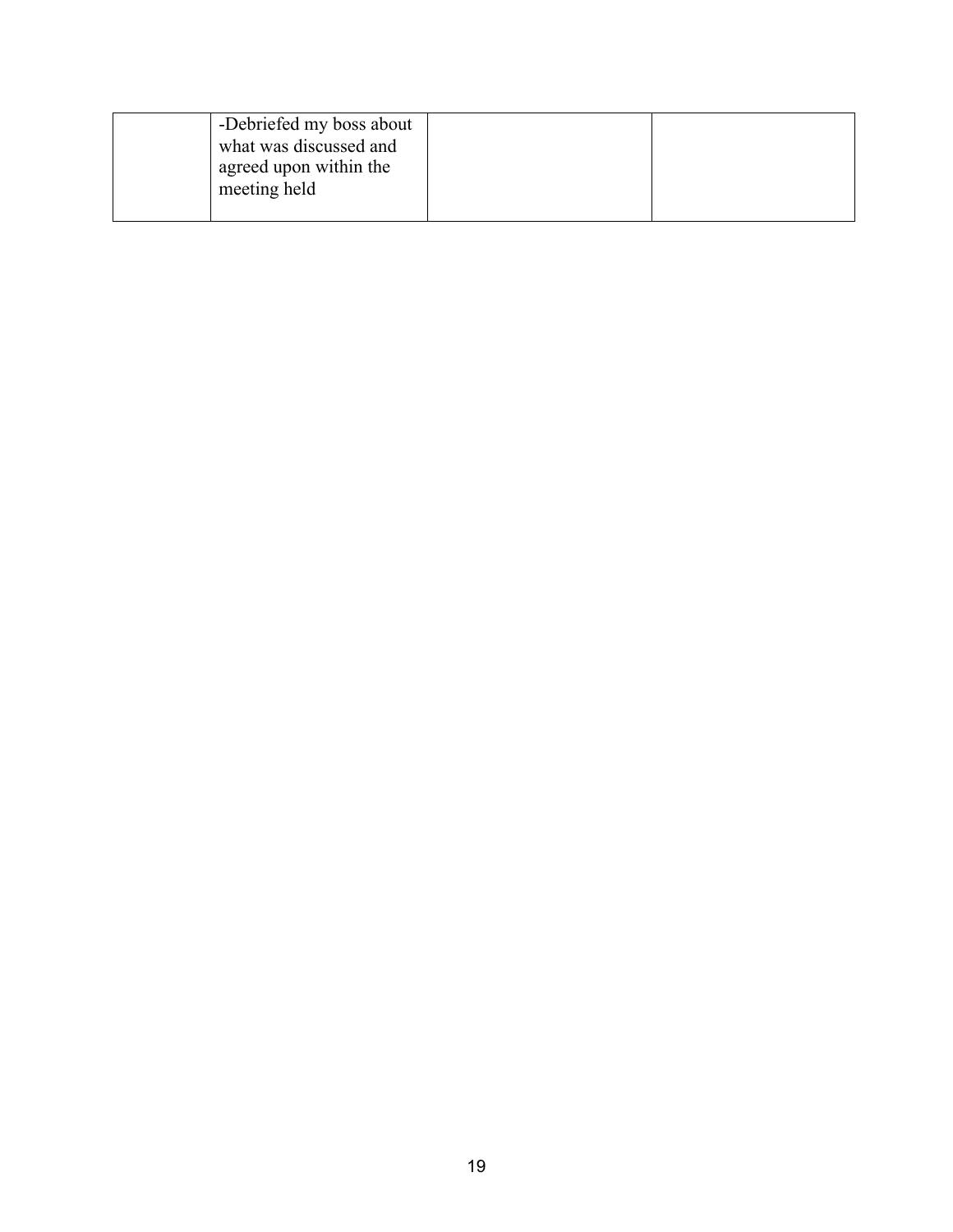| | | | |
|---|---|---|---|
| | -Debriefed my boss about what was discussed and agreed upon within the meeting held | | |